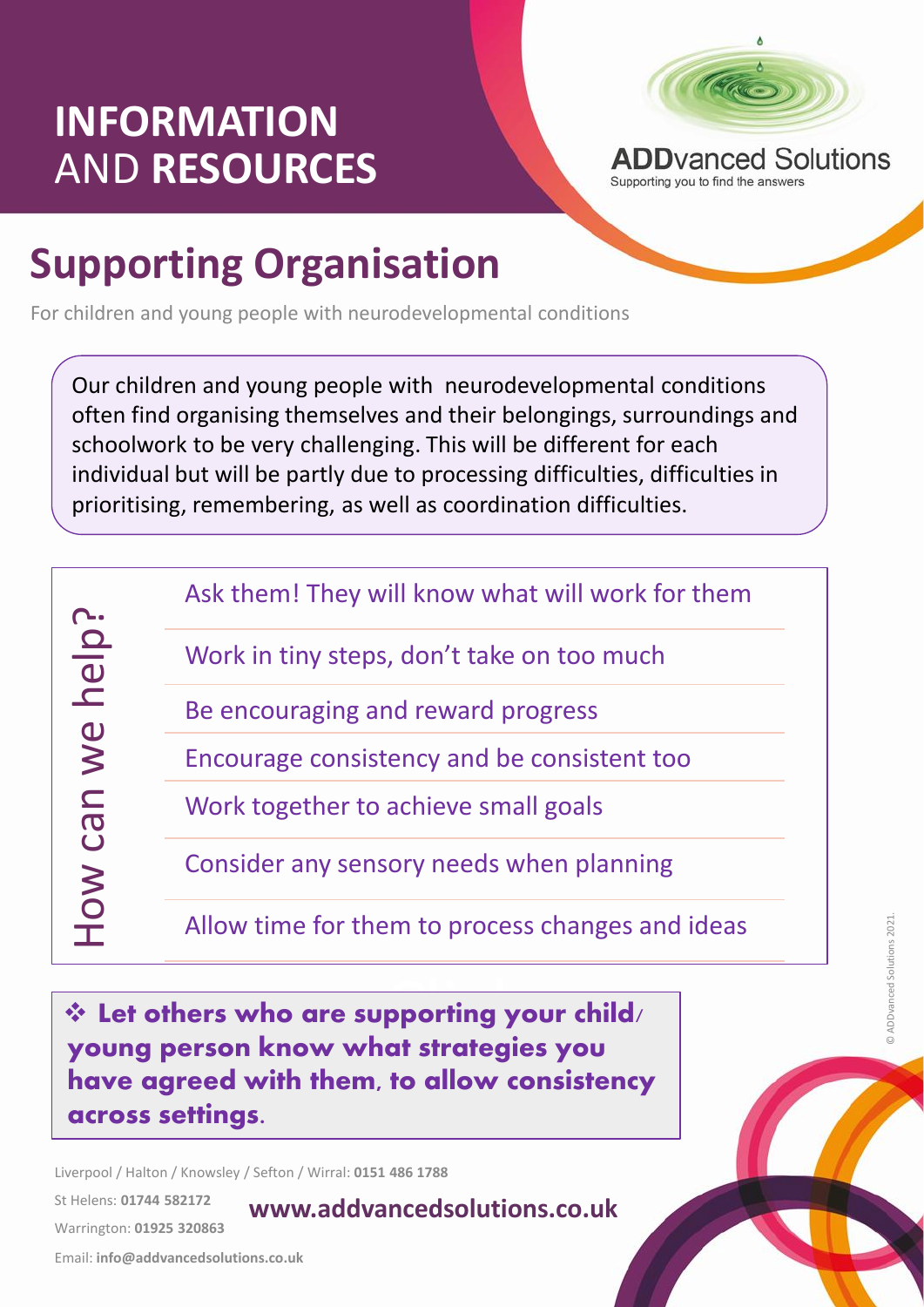# INFORMATION AND RESOURCES

ADDvanced Solutions
Supporting you to find the answers

## Supporting Organisation

For children and young people with neurodevelopmental conditions

Our children and young people with neurodevelopmental conditions often find organising themselves and their belongings, surroundings and schoolwork to be very challenging. This will be different for each individual but will be partly due to processing difficulties, difficulties in prioritising, remembering, as well as coordination difficulties.

### How can we help?

- Ask them! They will know what will work for them
- Work in tiny steps, don't take on too much
- Be encouraging and reward progress
- Encourage consistency and be consistent too
- Work together to achieve small goals
- Consider any sensory needs when planning
- Allow time for them to process changes and ideas

❖ **Let others who are supporting your child/young person know what strategies you have agreed with them, to allow consistency across settings.**

Liverpool / Halton / Knowsley / Sefton / Wirral: **0151 486 1788**

St Helens: **01744 582172**

Warrington: **01925 320863**

Email: **info@addvancedsolutions.co.uk**

**www.addvancedsolutions.co.uk**

© ADDvanced Solutions 2021.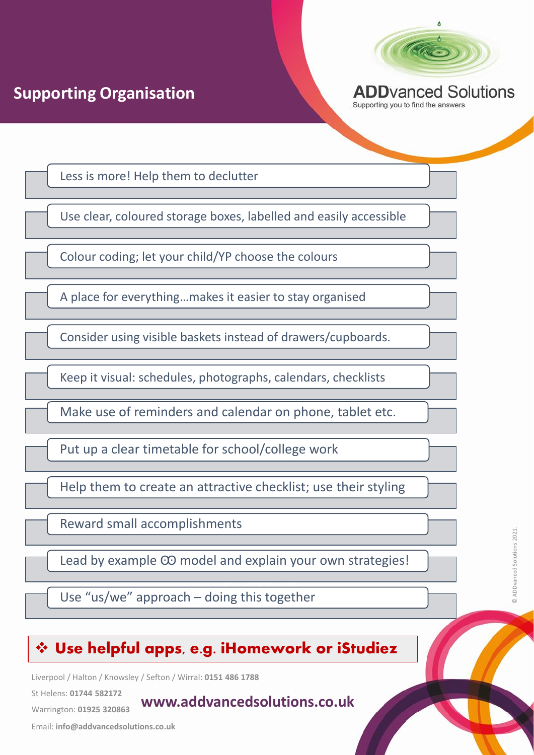## Supporting Organisation

**ADDvanced Solutions**
Supporting you to find the answers

- Less is more! Help them to declutter
- Use clear, coloured storage boxes, labelled and easily accessible
- Colour coding; let your child/YP choose the colours
- A place for everything…makes it easier to stay organised
- Consider using visible baskets instead of drawers/cupboards.
- Keep it visual: schedules, photographs, calendars, checklists
- Make use of reminders and calendar on phone, tablet etc.
- Put up a clear timetable for school/college work
- Help them to create an attractive checklist; use their styling
- Reward small accomplishments
- Lead by example ☺ model and explain your own strategies!
- Use "us/we" approach – doing this together

❖ **Use helpful apps, e.g. iHomework or iStudiez**

Liverpool / Halton / Knowsley / Sefton / Wirral: **0151 486 1788**

St Helens: **01744 582172**

Warrington: **01925 320863**

Email: **info@addvancedsolutions.co.uk**

**www.addvancedsolutions.co.uk**

© ADDvanced Solutions 2021.